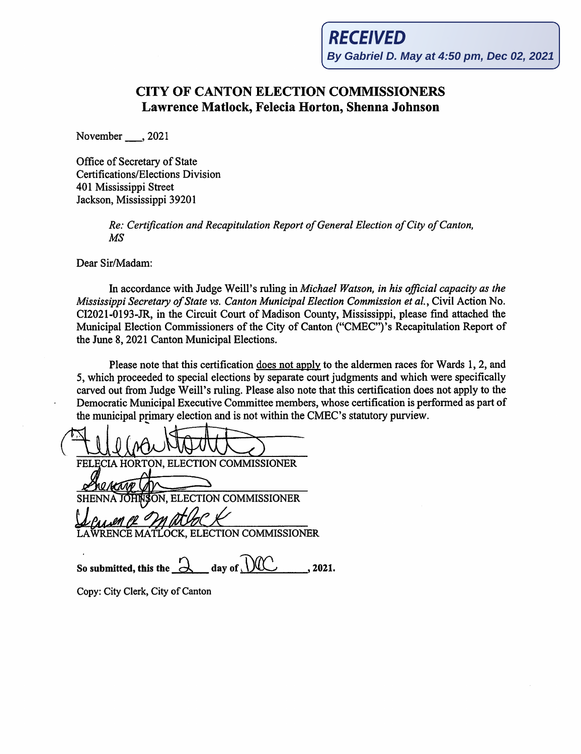**RECEIVED**
**By Gabriel D. May at 4:50 pm, Dec 02, 2021**

# CITY OF CANTON ELECTION COMMISSIONERS
## Lawrence Matlock, Felecia Horton, Shenna Johnson

November ___, 2021

Office of Secretary of State
Certifications/Elections Division
401 Mississippi Street
Jackson, Mississippi 39201

*Re: Certification and Recapitulation Report of General Election of City of Canton, MS*

Dear Sir/Madam:

In accordance with Judge Weill's ruling in *Michael Watson, in his official capacity as the Mississippi Secretary of State vs. Canton Municipal Election Commission et al.*, Civil Action No. CI2021-0193-JR, in the Circuit Court of Madison County, Mississippi, please find attached the Municipal Election Commissioners of the City of Canton ("CMEC")'s Recapitulation Report of the June 8, 2021 Canton Municipal Elections.

Please note that this certification does not apply to the aldermen races for Wards 1, 2, and 5, which proceeded to special elections by separate court judgments and which were specifically carved out from Judge Weill's ruling. Please also note that this certification does not apply to the Democratic Municipal Executive Committee members, whose certification is performed as part of the municipal primary election and is not within the CMEC's statutory purview.

FELECIA HORTON, ELECTION COMMISSIONER

SHENNA JOHNSON, ELECTION COMMISSIONER

LAWRENCE MATLOCK, ELECTION COMMISSIONER

**So submitted, this the 2 day of Dec, 2021.**

Copy: City Clerk, City of Canton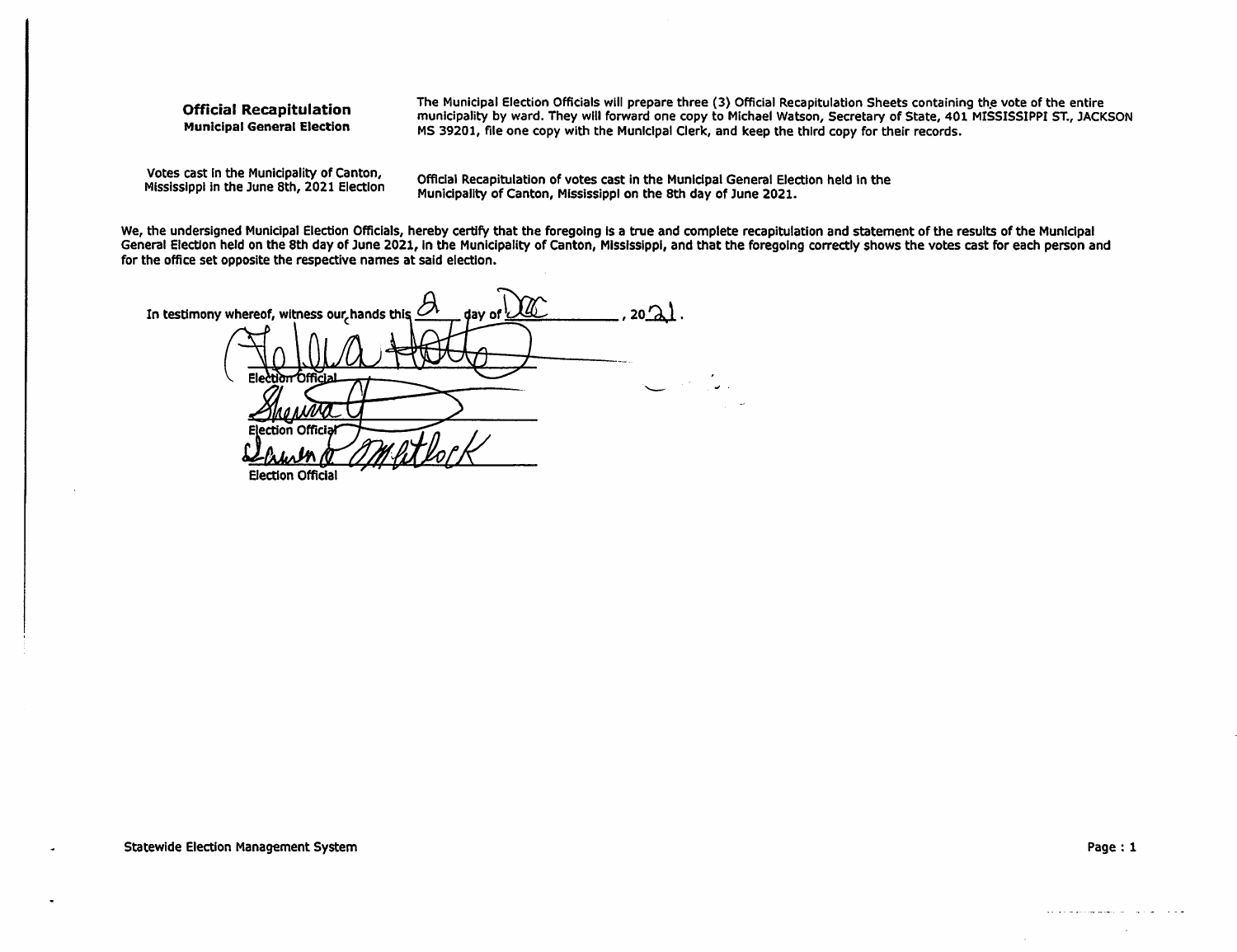**Official Recapitulation**
**Municipal General Election**

The Municipal Election Officials will prepare three (3) Official Recapitulation Sheets containing the vote of the entire municipality by ward. They will forward one copy to Michael Watson, Secretary of State, 401 MISSISSIPPI ST., JACKSON MS 39201, file one copy with the Municipal Clerk, and keep the third copy for their records.

Votes cast in the Municipality of Canton, Mississippi in the June 8th, 2021 Election

Official Recapitulation of votes cast in the Municipal General Election held in the Municipality of Canton, Mississippi on the 8th day of June 2021.

We, the undersigned Municipal Election Officials, hereby certify that the foregoing is a true and complete recapitulation and statement of the results of the Municipal General Election held on the 8th day of June 2021, in the Municipality of Canton, Mississippi, and that the foregoing correctly shows the votes cast for each person and for the office set opposite the respective names at said election.

In testimony whereof, witness our hands this 2 day of Dec, 2021.

Election Official

Election Official

Election Official

Statewide Election Management System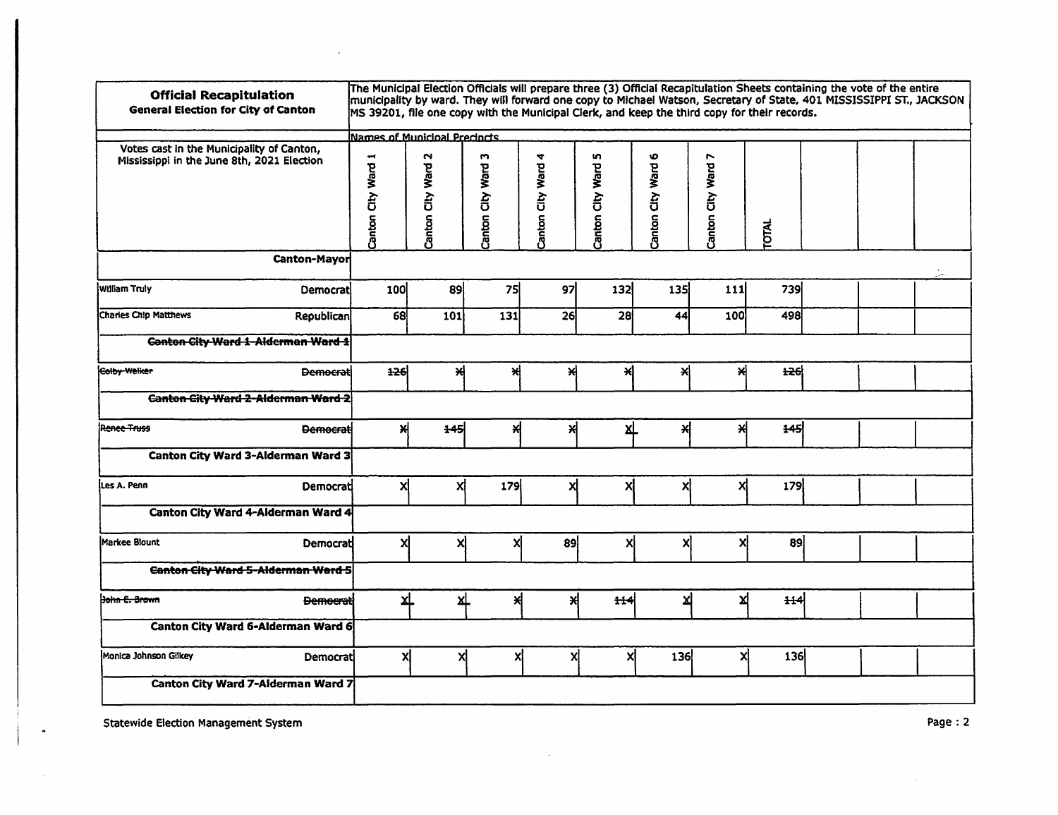| Official Recapitulation<br>General Election for City of Canton | The Municipal Election Officials will prepare three (3) Official Recapitulation Sheets containing the vote of the entire municipality by ward. They will forward one copy to Michael Watson, Secretary of State, 401 MISSISSIPPI ST., JACKSON MS 39201, file one copy with the Municipal Clerk, and keep the third copy for their records. | | | | | | | | | |
|---|---|---|---|---|---|---|---|---|---|---|
| | Names of Municipal Precincts | | | | | | | | | |
| Votes cast in the Municipality of Canton, Mississippi in the June 8th, 2021 Election | Canton City Ward 1 | Canton City Ward 2 | Canton City Ward 3 | Canton City Ward 4 | Canton City Ward 5 | Canton City Ward 6 | Canton City Ward 7 | TOTAL | | |
| **Canton-Mayor** | | | | | | | | | | |
| William Truly — Democrat | 100 | 89 | 75 | 97 | 132 | 135 | 111 | 739 | | |
| Charles Chip Matthews — Republican | 68 | 101 | 131 | 26 | 28 | 44 | 100 | 498 | | |
| ~~**Canton City Ward 1-Alderman Ward 1**~~ | | | | | | | | | | |
| ~~Colby Welker — Democrat~~ | ~~126~~ | ~~X~~ | ~~X~~ | ~~X~~ | ~~X~~ | ~~X~~ | ~~X~~ | ~~126~~ | | |
| ~~**Canton City Ward 2-Alderman Ward 2**~~ | | | | | | | | | | |
| ~~Renee Truss — Democrat~~ | ~~X~~ | ~~145~~ | ~~X~~ | ~~X~~ | ~~X~~ | ~~X~~ | ~~X~~ | ~~145~~ | | |
| **Canton City Ward 3-Alderman Ward 3** | | | | | | | | | | |
| Les A. Penn — Democrat | X | X | 179 | X | X | X | X | 179 | | |
| **Canton City Ward 4-Alderman Ward 4** | | | | | | | | | | |
| Markee Blount — Democrat | X | X | X | 89 | X | X | X | 89 | | |
| ~~**Canton City Ward 5-Alderman Ward 5**~~ | | | | | | | | | | |
| ~~John E. Brown — Democrat~~ | ~~X~~ | ~~X~~ | ~~X~~ | ~~X~~ | ~~114~~ | ~~X~~ | ~~X~~ | ~~114~~ | | |
| **Canton City Ward 6-Alderman Ward 6** | | | | | | | | | | |
| Monica Johnson Gilkey — Democrat | X | X | X | X | X | 136 | X | 136 | | |
| **Canton City Ward 7-Alderman Ward 7** | | | | | | | | | | |

Statewide Election Management System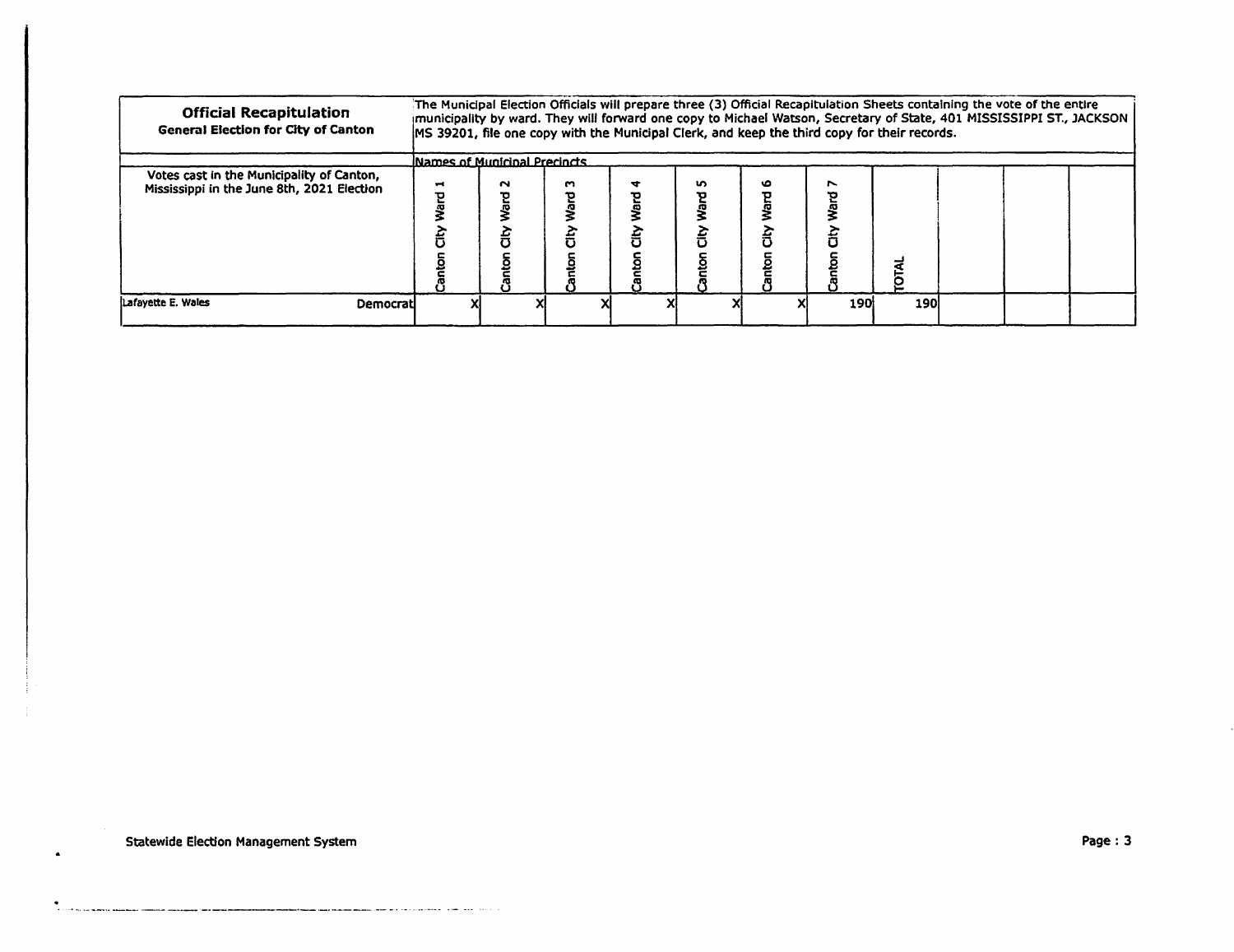| **Official Recapitulation**<br>**General Election for City of Canton** | | The Municipal Election Officials will prepare three (3) Official Recapitulation Sheets containing the vote of the entire municipality by ward. They will forward one copy to Michael Watson, Secretary of State, 401 MISSISSIPPI ST., JACKSON MS 39201, file one copy with the Municipal Clerk, and keep the third copy for their records. | | | | | | | | | | |
|---|---|---|---|---|---|---|---|---|---|---|---|---|
| | | Names of Municipal Precincts | | | | | | | | | | |
| Votes cast in the Municipality of Canton, Mississippi in the June 8th, 2021 Election | | Canton City Ward 1 | Canton City Ward 2 | Canton City Ward 3 | Canton City Ward 4 | Canton City Ward 5 | Canton City Ward 6 | Canton City Ward 7 | TOTAL | | | |
| Lafayette E. Wales | Democrat | X | X | X | X | X | X | 190 | 190 | | | |

Statewide Election Management System